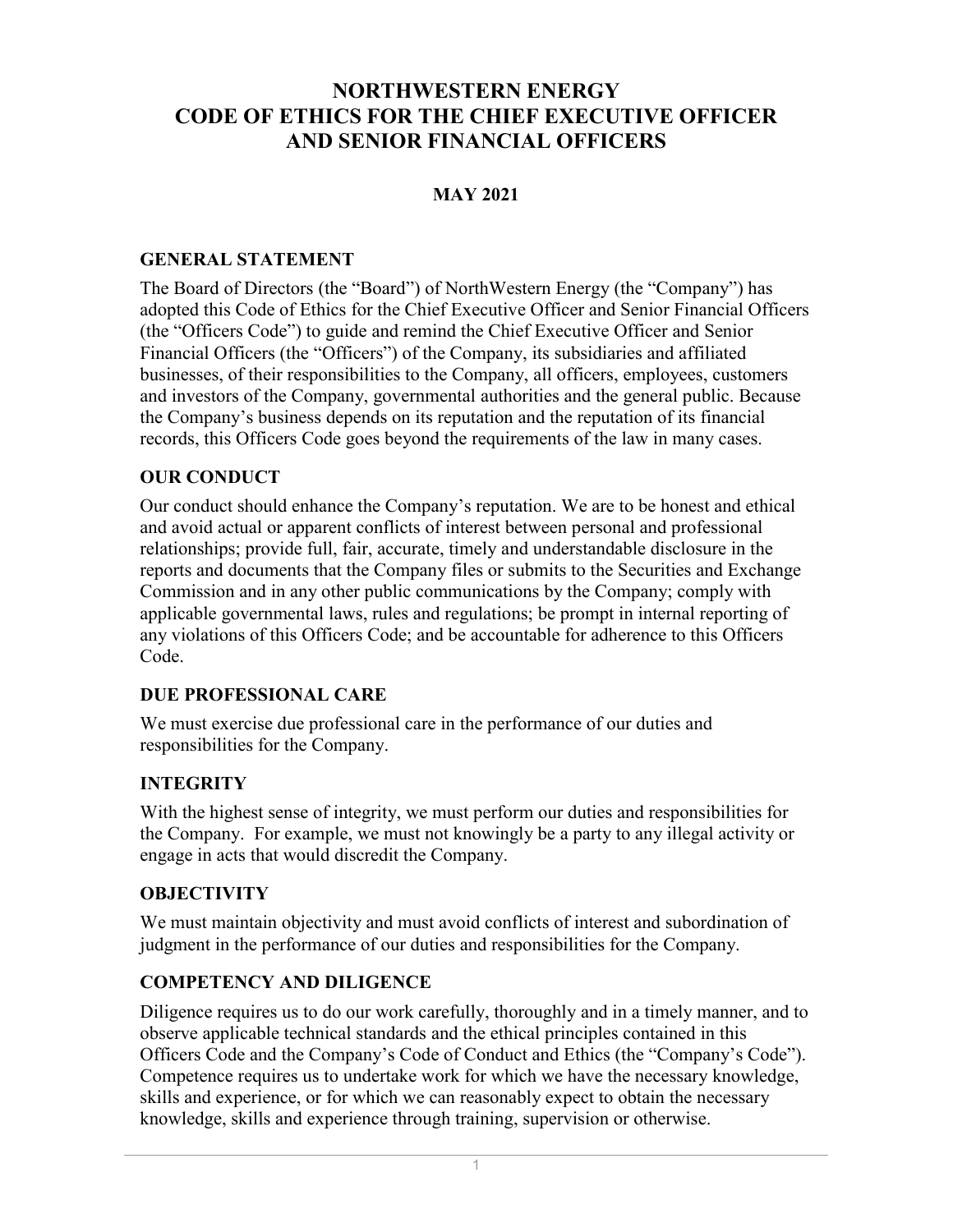# NORTHWESTERN ENERGY
# CODE OF ETHICS FOR THE CHIEF EXECUTIVE OFFICER AND SENIOR FINANCIAL OFFICERS

**MAY 2021**

## GENERAL STATEMENT

The Board of Directors (the "Board") of NorthWestern Energy (the "Company") has adopted this Code of Ethics for the Chief Executive Officer and Senior Financial Officers (the "Officers Code") to guide and remind the Chief Executive Officer and Senior Financial Officers (the "Officers") of the Company, its subsidiaries and affiliated businesses, of their responsibilities to the Company, all officers, employees, customers and investors of the Company, governmental authorities and the general public. Because the Company's business depends on its reputation and the reputation of its financial records, this Officers Code goes beyond the requirements of the law in many cases.

## OUR CONDUCT

Our conduct should enhance the Company's reputation. We are to be honest and ethical and avoid actual or apparent conflicts of interest between personal and professional relationships; provide full, fair, accurate, timely and understandable disclosure in the reports and documents that the Company files or submits to the Securities and Exchange Commission and in any other public communications by the Company; comply with applicable governmental laws, rules and regulations; be prompt in internal reporting of any violations of this Officers Code; and be accountable for adherence to this Officers Code.

## DUE PROFESSIONAL CARE

We must exercise due professional care in the performance of our duties and responsibilities for the Company.

## INTEGRITY

With the highest sense of integrity, we must perform our duties and responsibilities for the Company. For example, we must not knowingly be a party to any illegal activity or engage in acts that would discredit the Company.

## OBJECTIVITY

We must maintain objectivity and must avoid conflicts of interest and subordination of judgment in the performance of our duties and responsibilities for the Company.

## COMPETENCY AND DILIGENCE

Diligence requires us to do our work carefully, thoroughly and in a timely manner, and to observe applicable technical standards and the ethical principles contained in this Officers Code and the Company's Code of Conduct and Ethics (the "Company's Code"). Competence requires us to undertake work for which we have the necessary knowledge, skills and experience, or for which we can reasonably expect to obtain the necessary knowledge, skills and experience through training, supervision or otherwise.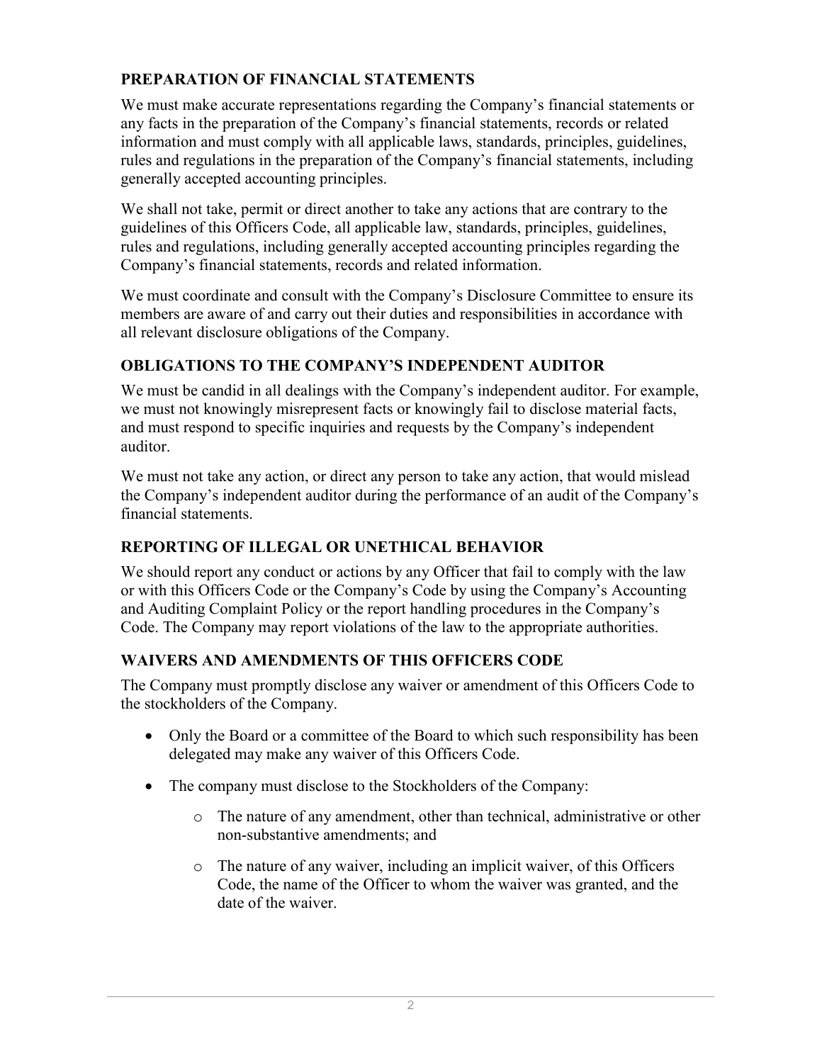## PREPARATION OF FINANCIAL STATEMENTS

We must make accurate representations regarding the Company's financial statements or any facts in the preparation of the Company's financial statements, records or related information and must comply with all applicable laws, standards, principles, guidelines, rules and regulations in the preparation of the Company's financial statements, including generally accepted accounting principles.

We shall not take, permit or direct another to take any actions that are contrary to the guidelines of this Officers Code, all applicable law, standards, principles, guidelines, rules and regulations, including generally accepted accounting principles regarding the Company's financial statements, records and related information.

We must coordinate and consult with the Company's Disclosure Committee to ensure its members are aware of and carry out their duties and responsibilities in accordance with all relevant disclosure obligations of the Company.

## OBLIGATIONS TO THE COMPANY'S INDEPENDENT AUDITOR

We must be candid in all dealings with the Company's independent auditor. For example, we must not knowingly misrepresent facts or knowingly fail to disclose material facts, and must respond to specific inquiries and requests by the Company's independent auditor.

We must not take any action, or direct any person to take any action, that would mislead the Company's independent auditor during the performance of an audit of the Company's financial statements.

## REPORTING OF ILLEGAL OR UNETHICAL BEHAVIOR

We should report any conduct or actions by any Officer that fail to comply with the law or with this Officers Code or the Company's Code by using the Company's Accounting and Auditing Complaint Policy or the report handling procedures in the Company's Code. The Company may report violations of the law to the appropriate authorities.

## WAIVERS AND AMENDMENTS OF THIS OFFICERS CODE

The Company must promptly disclose any waiver or amendment of this Officers Code to the stockholders of the Company.

- Only the Board or a committee of the Board to which such responsibility has been delegated may make any waiver of this Officers Code.
- The company must disclose to the Stockholders of the Company:
  - The nature of any amendment, other than technical, administrative or other non-substantive amendments; and
  - The nature of any waiver, including an implicit waiver, of this Officers Code, the name of the Officer to whom the waiver was granted, and the date of the waiver.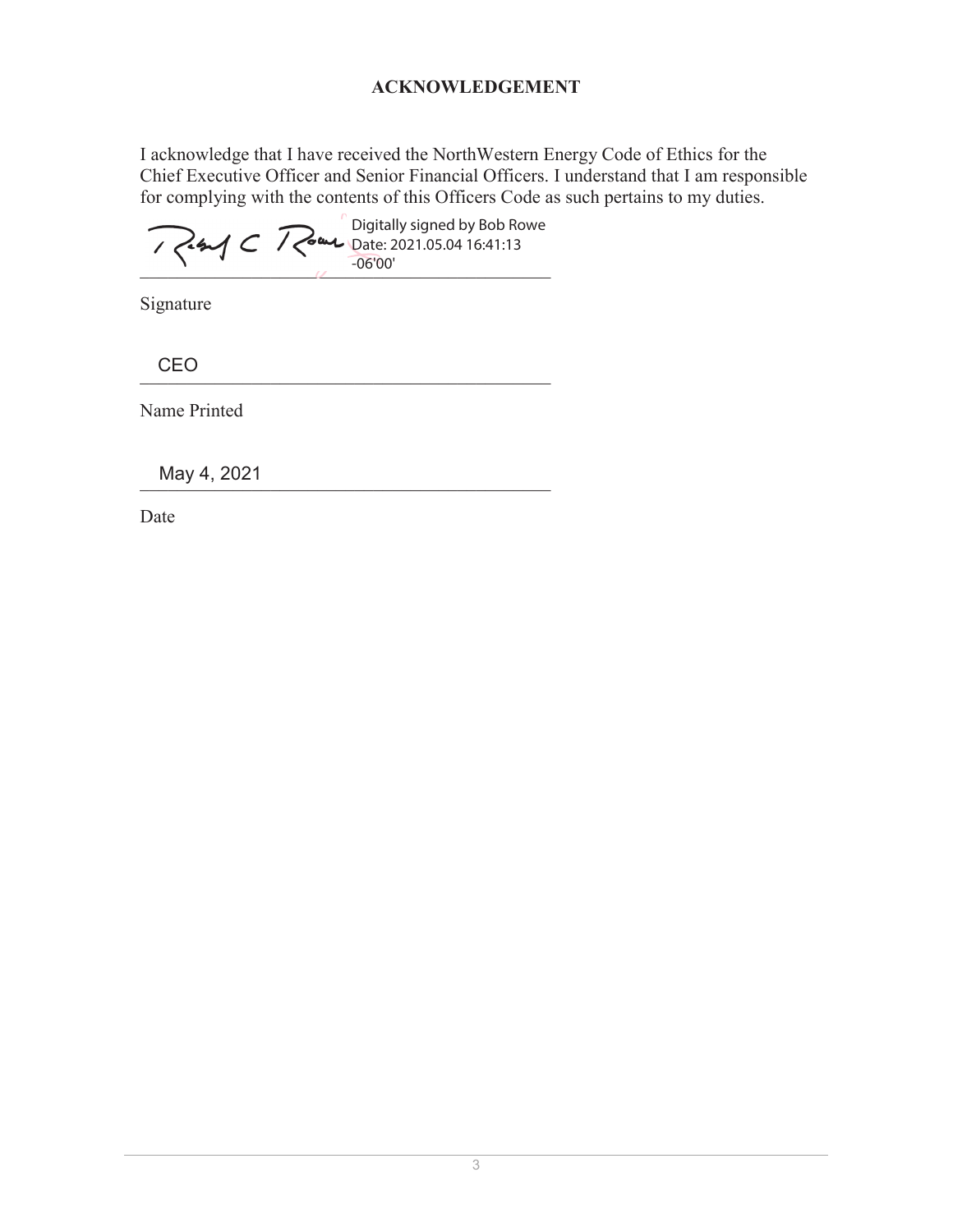# ACKNOWLEDGEMENT

I acknowledge that I have received the NorthWestern Energy Code of Ethics for the Chief Executive Officer and Senior Financial Officers. I understand that I am responsible for complying with the contents of this Officers Code as such pertains to my duties.

Digitally signed by Bob Rowe
Date: 2021.05.04 16:41:13 -06'00'

Signature

CEO

Name Printed

May 4, 2021

Date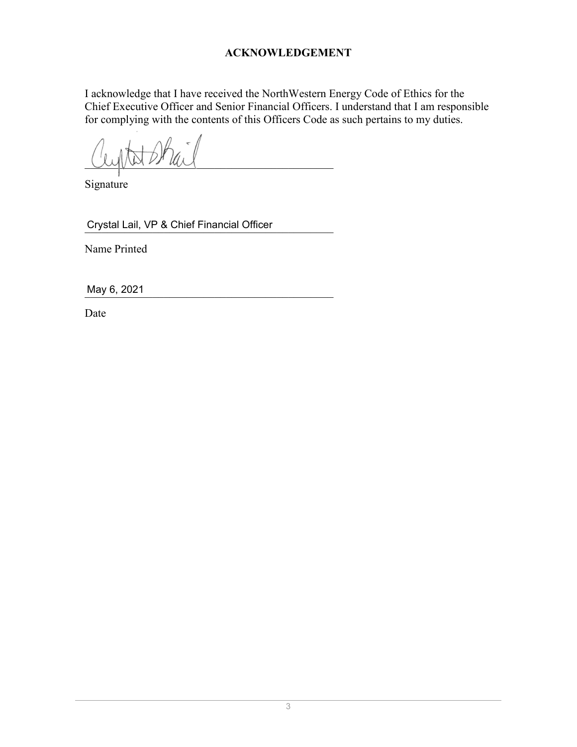# ACKNOWLEDGEMENT

I acknowledge that I have received the NorthWestern Energy Code of Ethics for the Chief Executive Officer and Senior Financial Officers. I understand that I am responsible for complying with the contents of this Officers Code as such pertains to my duties.

\_\_\_\_\_\_\_\_\_\_\_\_\_\_\_\_\_\_\_\_\_\_\_\_\_\_\_\_\_\_\_\_\_\_\_\_\_\_\_\_

Signature

Crystal Lail, VP & Chief Financial Officer

Name Printed

May 6, 2021

Date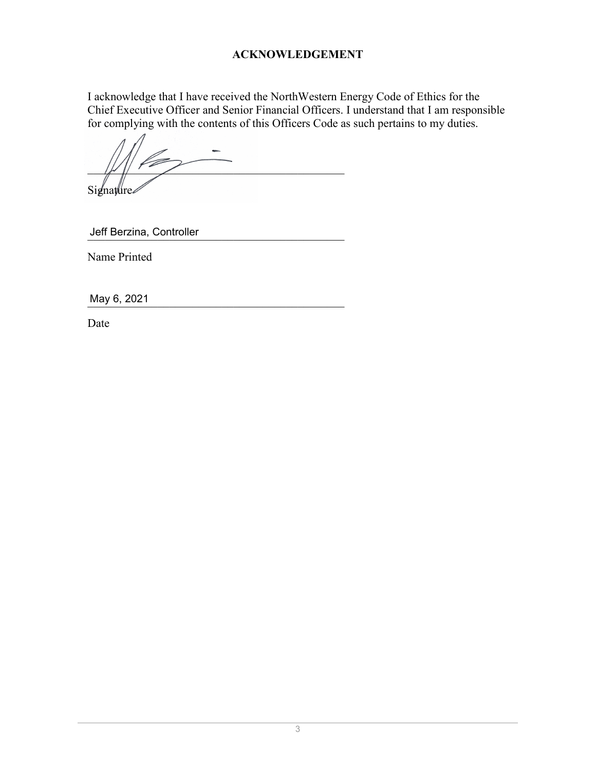# ACKNOWLEDGEMENT

I acknowledge that I have received the NorthWestern Energy Code of Ethics for the Chief Executive Officer and Senior Financial Officers. I understand that I am responsible for complying with the contents of this Officers Code as such pertains to my duties.

______________________________

Signature

Jeff Berzina, Controller

Name Printed

May 6, 2021

Date